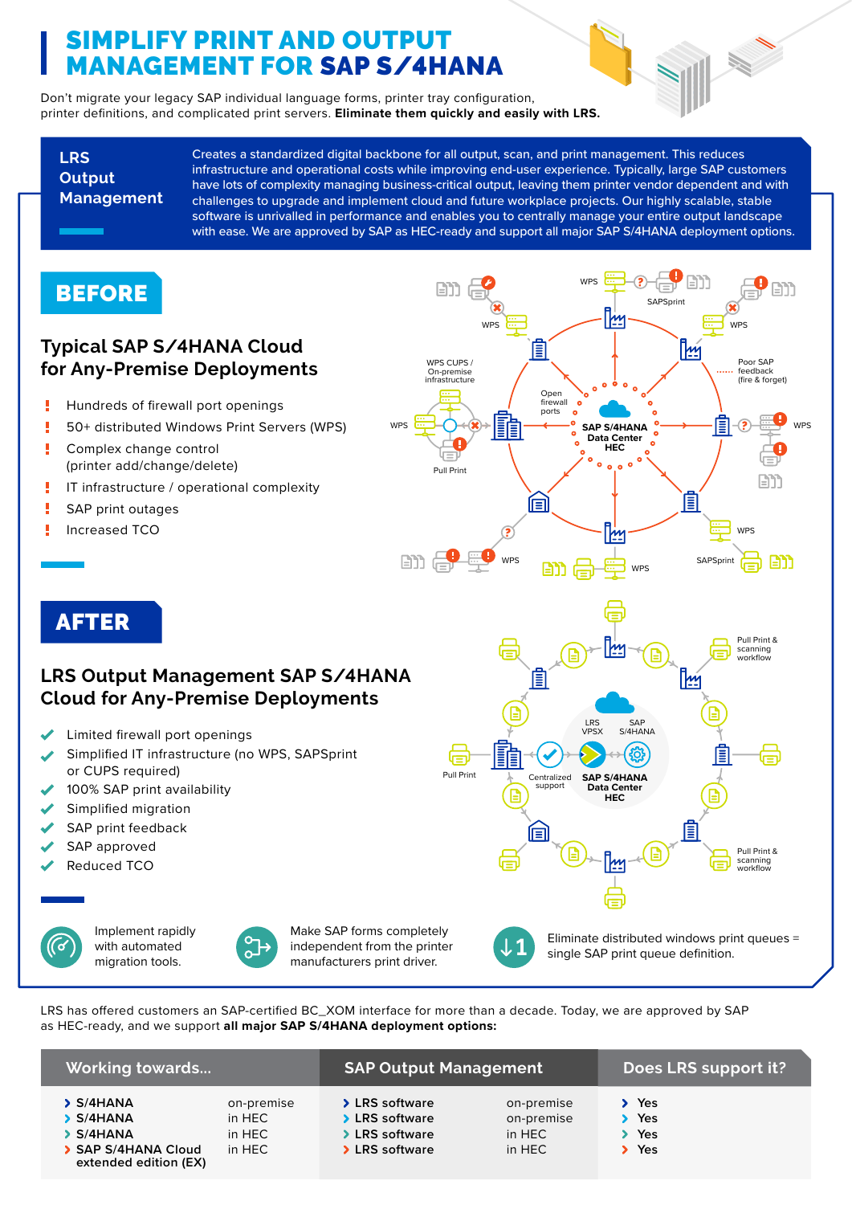# SIMPLIFY PRINT AND OUTPUT MANAGEMENT FOR SAP S/4HANA

Don't migrate your legacy SAP individual language forms, printer tray configuration, printer definitions, and complicated print servers. **Eliminate them quickly and easily with LRS.**

## LRS Output Management

Creates a standardized digital backbone for all output, scan, and print management. This reduces infrastructure and operational costs while improving end-user experience. Typically, large SAP customers have lots of complexity managing business-critical output, leaving them printer vendor dependent and with challenges to upgrade and implement cloud and future workplace projects. Our highly scalable, stable software is unrivalled in performance and enables you to centrally manage your entire output landscape with ease. We are approved by SAP as HEC-ready and support all major SAP S/4HANA deployment options.

## BEFORE

### Typical SAP S/4HANA Cloud for Any-Premise Deployments

- Hundreds of firewall port openings
- 50+ distributed Windows Print Servers (WPS)
- Complex change control (printer add/change/delete)
- IT infrastructure / operational complexity
- SAP print outages
- Increased TCO

## AFTER

### LRS Output Management SAP S/4HANA Cloud for Any-Premise Deployments

- Limited firewall port openings
- Simplified IT infrastructure (no WPS, SAPSprint or CUPS required)
- 100% SAP print availability
- Simplified migration
- SAP print feedback
- SAP approved
- Reduced TCO

Implement rapidly with automated migration tools.

Make SAP forms completely independent from the printer manufacturers print driver.

Eliminate distributed windows print queues = single SAP print queue definition.

LRS has offered customers an SAP-certified BC_XOM interface for more than a decade. Today, we are approved by SAP as HEC-ready, and we support **all major SAP S/4HANA deployment options:**

| Working towards... | | SAP Output Management | | Does LRS support it? |
|---|---|---|---|---|
| S/4HANA | on-premise | LRS software | on-premise | Yes |
| S/4HANA | in HEC | LRS software | on-premise | Yes |
| S/4HANA | in HEC | LRS software | in HEC | Yes |
| SAP S/4HANA Cloud extended edition (EX) | in HEC | LRS software | in HEC | Yes |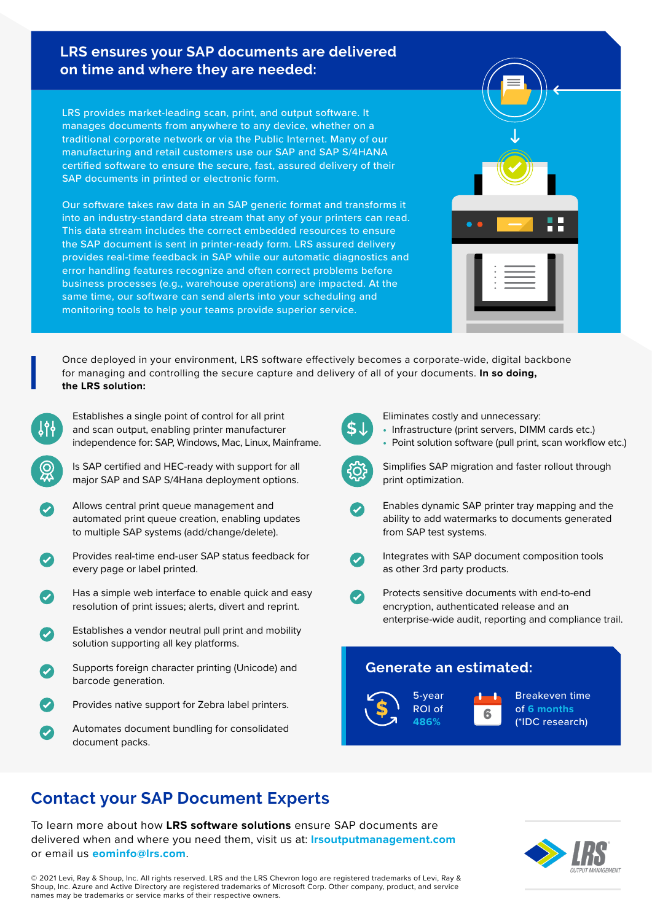## LRS ensures your SAP documents are delivered on time and where they are needed:

LRS provides market-leading scan, print, and output software. It manages documents from anywhere to any device, whether on a traditional corporate network or via the Public Internet. Many of our manufacturing and retail customers use our SAP and SAP S/4HANA certified software to ensure the secure, fast, assured delivery of their SAP documents in printed or electronic form.

Our software takes raw data in an SAP generic format and transforms it into an industry-standard data stream that any of your printers can read. This data stream includes the correct embedded resources to ensure the SAP document is sent in printer-ready form. LRS assured delivery provides real-time feedback in SAP while our automatic diagnostics and error handling features recognize and often correct problems before business processes (e.g., warehouse operations) are impacted. At the same time, our software can send alerts into your scheduling and monitoring tools to help your teams provide superior service.

Once deployed in your environment, LRS software effectively becomes a corporate-wide, digital backbone for managing and controlling the secure capture and delivery of all of your documents. **In so doing, the LRS solution:**

- Establishes a single point of control for all print and scan output, enabling printer manufacturer independence for: SAP, Windows, Mac, Linux, Mainframe.
- Is SAP certified and HEC-ready with support for all major SAP and SAP S/4Hana deployment options.
- Allows central print queue management and automated print queue creation, enabling updates to multiple SAP systems (add/change/delete).
- Provides real-time end-user SAP status feedback for every page or label printed.
- Has a simple web interface to enable quick and easy resolution of print issues; alerts, divert and reprint.
- Establishes a vendor neutral pull print and mobility solution supporting all key platforms.
- Supports foreign character printing (Unicode) and barcode generation.
- Provides native support for Zebra label printers.
- Automates document bundling for consolidated document packs.
- Eliminates costly and unnecessary:
  - Infrastructure (print servers, DIMM cards etc.)
  - Point solution software (pull print, scan workflow etc.)
- Simplifies SAP migration and faster rollout through print optimization.
- Enables dynamic SAP printer tray mapping and the ability to add watermarks to documents generated from SAP test systems.
- Integrates with SAP document composition tools as other 3rd party products.
- Protects sensitive documents with end-to-end encryption, authenticated release and an enterprise-wide audit, reporting and compliance trail.

### Generate an estimated:

5-year ROI of 486%

Breakeven time of 6 months (*IDC research)

## Contact your SAP Document Experts

To learn more about how **LRS software solutions** ensure SAP documents are delivered when and where you need them, visit us at: lrsoutputmanagement.com or email us eominfo@lrs.com.

© 2021 Levi, Ray & Shoup, Inc. All rights reserved. LRS and the LRS Chevron logo are registered trademarks of Levi, Ray & Shoup, Inc. Azure and Active Directory are registered trademarks of Microsoft Corp. Other company, product, and service names may be trademarks or service marks of their respective owners.